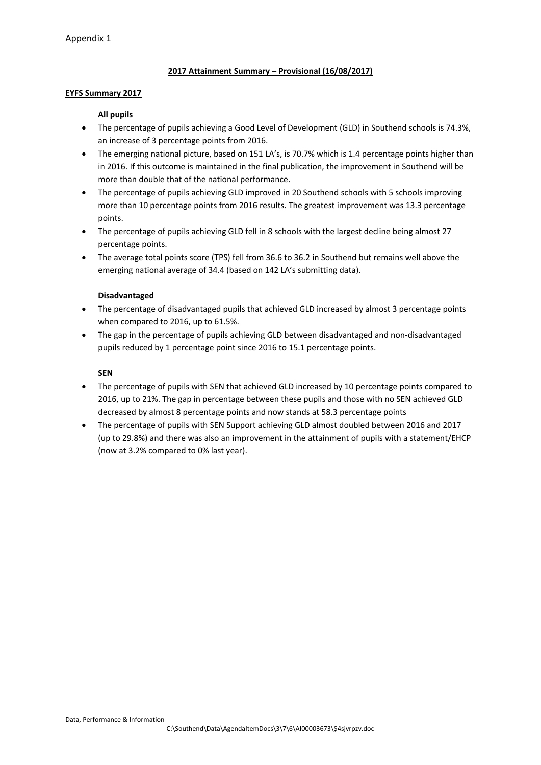Appendix 1

# 2017 Attainment Summary – Provisional (16/08/2017)

## EYFS Summary 2017

### All pupils

- The percentage of pupils achieving a Good Level of Development (GLD) in Southend schools is 74.3%, an increase of 3 percentage points from 2016.
- The emerging national picture, based on 151 LA's, is 70.7% which is 1.4 percentage points higher than in 2016. If this outcome is maintained in the final publication, the improvement in Southend will be more than double that of the national performance.
- The percentage of pupils achieving GLD improved in 20 Southend schools with 5 schools improving more than 10 percentage points from 2016 results. The greatest improvement was 13.3 percentage points.
- The percentage of pupils achieving GLD fell in 8 schools with the largest decline being almost 27 percentage points.
- The average total points score (TPS) fell from 36.6 to 36.2 in Southend but remains well above the emerging national average of 34.4 (based on 142 LA's submitting data).

### Disadvantaged

- The percentage of disadvantaged pupils that achieved GLD increased by almost 3 percentage points when compared to 2016, up to 61.5%.
- The gap in the percentage of pupils achieving GLD between disadvantaged and non-disadvantaged pupils reduced by 1 percentage point since 2016 to 15.1 percentage points.

### SEN

- The percentage of pupils with SEN that achieved GLD increased by 10 percentage points compared to 2016, up to 21%. The gap in percentage between these pupils and those with no SEN achieved GLD decreased by almost 8 percentage points and now stands at 58.3 percentage points
- The percentage of pupils with SEN Support achieving GLD almost doubled between 2016 and 2017 (up to 29.8%) and there was also an improvement in the attainment of pupils with a statement/EHCP (now at 3.2% compared to 0% last year).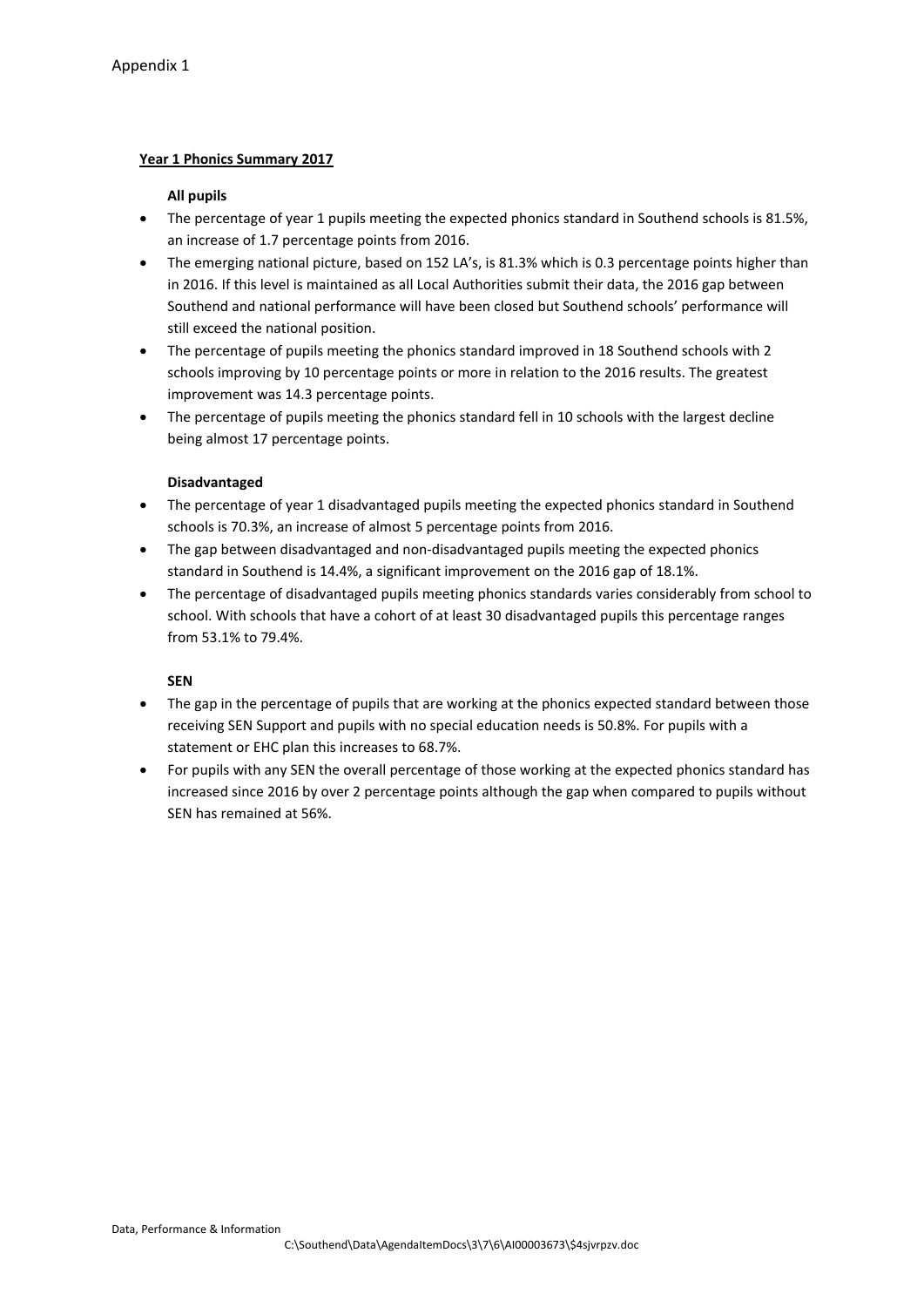Appendix 1

## Year 1 Phonics Summary 2017

### All pupils

- The percentage of year 1 pupils meeting the expected phonics standard in Southend schools is 81.5%, an increase of 1.7 percentage points from 2016.
- The emerging national picture, based on 152 LA's, is 81.3% which is 0.3 percentage points higher than in 2016. If this level is maintained as all Local Authorities submit their data, the 2016 gap between Southend and national performance will have been closed but Southend schools' performance will still exceed the national position.
- The percentage of pupils meeting the phonics standard improved in 18 Southend schools with 2 schools improving by 10 percentage points or more in relation to the 2016 results. The greatest improvement was 14.3 percentage points.
- The percentage of pupils meeting the phonics standard fell in 10 schools with the largest decline being almost 17 percentage points.

### Disadvantaged

- The percentage of year 1 disadvantaged pupils meeting the expected phonics standard in Southend schools is 70.3%, an increase of almost 5 percentage points from 2016.
- The gap between disadvantaged and non-disadvantaged pupils meeting the expected phonics standard in Southend is 14.4%, a significant improvement on the 2016 gap of 18.1%.
- The percentage of disadvantaged pupils meeting phonics standards varies considerably from school to school. With schools that have a cohort of at least 30 disadvantaged pupils this percentage ranges from 53.1% to 79.4%.

### SEN

- The gap in the percentage of pupils that are working at the phonics expected standard between those receiving SEN Support and pupils with no special education needs is 50.8%. For pupils with a statement or EHC plan this increases to 68.7%.
- For pupils with any SEN the overall percentage of those working at the expected phonics standard has increased since 2016 by over 2 percentage points although the gap when compared to pupils without SEN has remained at 56%.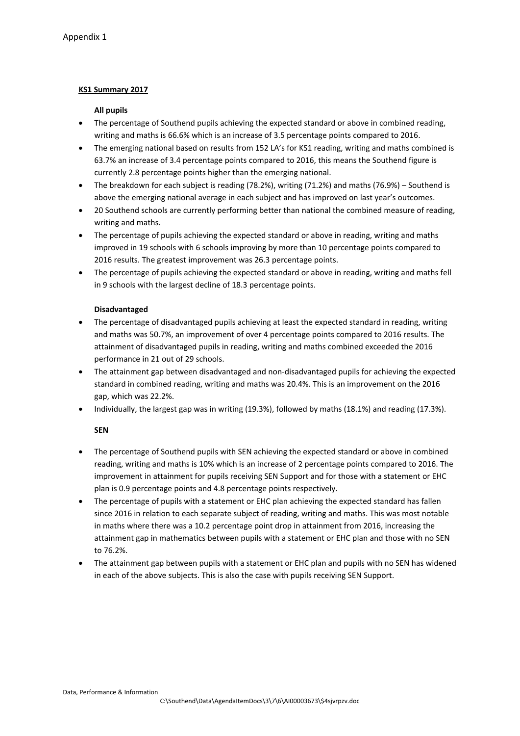Appendix 1

## KS1 Summary 2017

### All pupils

- The percentage of Southend pupils achieving the expected standard or above in combined reading, writing and maths is 66.6% which is an increase of 3.5 percentage points compared to 2016.
- The emerging national based on results from 152 LA's for KS1 reading, writing and maths combined is 63.7% an increase of 3.4 percentage points compared to 2016, this means the Southend figure is currently 2.8 percentage points higher than the emerging national.
- The breakdown for each subject is reading (78.2%), writing (71.2%) and maths (76.9%) – Southend is above the emerging national average in each subject and has improved on last year's outcomes.
- 20 Southend schools are currently performing better than national the combined measure of reading, writing and maths.
- The percentage of pupils achieving the expected standard or above in reading, writing and maths improved in 19 schools with 6 schools improving by more than 10 percentage points compared to 2016 results. The greatest improvement was 26.3 percentage points.
- The percentage of pupils achieving the expected standard or above in reading, writing and maths fell in 9 schools with the largest decline of 18.3 percentage points.

### Disadvantaged

- The percentage of disadvantaged pupils achieving at least the expected standard in reading, writing and maths was 50.7%, an improvement of over 4 percentage points compared to 2016 results. The attainment of disadvantaged pupils in reading, writing and maths combined exceeded the 2016 performance in 21 out of 29 schools.
- The attainment gap between disadvantaged and non-disadvantaged pupils for achieving the expected standard in combined reading, writing and maths was 20.4%. This is an improvement on the 2016 gap, which was 22.2%.
- Individually, the largest gap was in writing (19.3%), followed by maths (18.1%) and reading (17.3%).

### SEN

- The percentage of Southend pupils with SEN achieving the expected standard or above in combined reading, writing and maths is 10% which is an increase of 2 percentage points compared to 2016. The improvement in attainment for pupils receiving SEN Support and for those with a statement or EHC plan is 0.9 percentage points and 4.8 percentage points respectively.
- The percentage of pupils with a statement or EHC plan achieving the expected standard has fallen since 2016 in relation to each separate subject of reading, writing and maths. This was most notable in maths where there was a 10.2 percentage point drop in attainment from 2016, increasing the attainment gap in mathematics between pupils with a statement or EHC plan and those with no SEN to 76.2%.
- The attainment gap between pupils with a statement or EHC plan and pupils with no SEN has widened in each of the above subjects. This is also the case with pupils receiving SEN Support.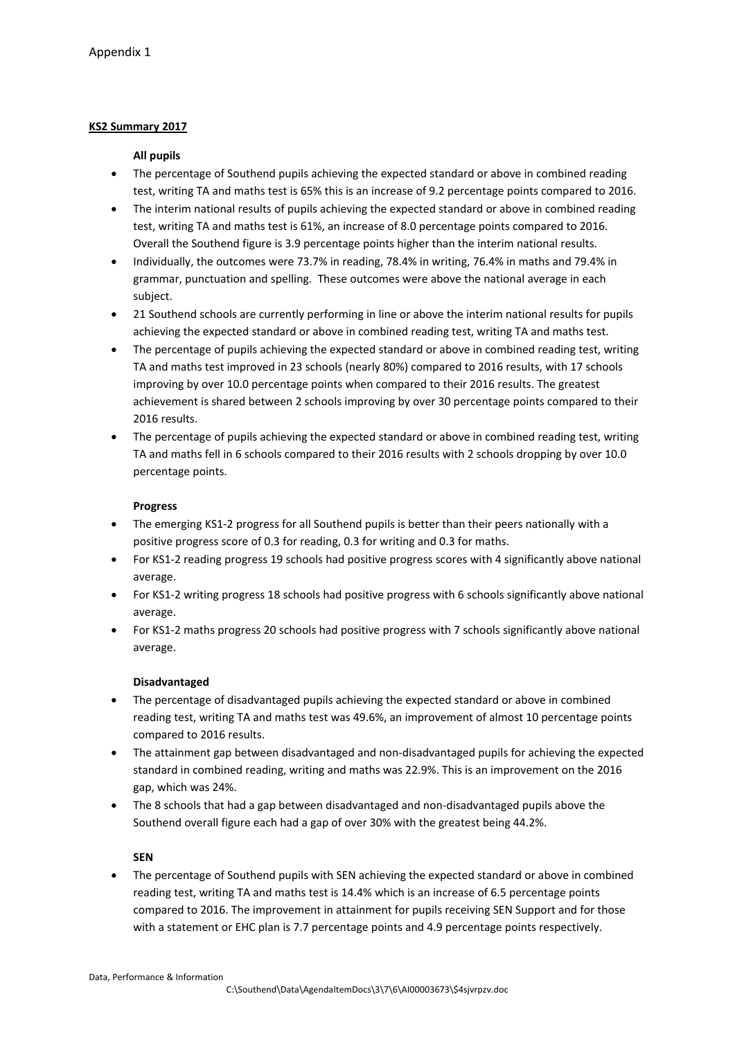Appendix 1

**KS2 Summary 2017**

**All pupils**

- The percentage of Southend pupils achieving the expected standard or above in combined reading test, writing TA and maths test is 65% this is an increase of 9.2 percentage points compared to 2016.
- The interim national results of pupils achieving the expected standard or above in combined reading test, writing TA and maths test is 61%, an increase of 8.0 percentage points compared to 2016. Overall the Southend figure is 3.9 percentage points higher than the interim national results.
- Individually, the outcomes were 73.7% in reading, 78.4% in writing, 76.4% in maths and 79.4% in grammar, punctuation and spelling. These outcomes were above the national average in each subject.
- 21 Southend schools are currently performing in line or above the interim national results for pupils achieving the expected standard or above in combined reading test, writing TA and maths test.
- The percentage of pupils achieving the expected standard or above in combined reading test, writing TA and maths test improved in 23 schools (nearly 80%) compared to 2016 results, with 17 schools improving by over 10.0 percentage points when compared to their 2016 results. The greatest achievement is shared between 2 schools improving by over 30 percentage points compared to their 2016 results.
- The percentage of pupils achieving the expected standard or above in combined reading test, writing TA and maths fell in 6 schools compared to their 2016 results with 2 schools dropping by over 10.0 percentage points.

**Progress**

- The emerging KS1-2 progress for all Southend pupils is better than their peers nationally with a positive progress score of 0.3 for reading, 0.3 for writing and 0.3 for maths.
- For KS1-2 reading progress 19 schools had positive progress scores with 4 significantly above national average.
- For KS1-2 writing progress 18 schools had positive progress with 6 schools significantly above national average.
- For KS1-2 maths progress 20 schools had positive progress with 7 schools significantly above national average.

**Disadvantaged**

- The percentage of disadvantaged pupils achieving the expected standard or above in combined reading test, writing TA and maths test was 49.6%, an improvement of almost 10 percentage points compared to 2016 results.
- The attainment gap between disadvantaged and non-disadvantaged pupils for achieving the expected standard in combined reading, writing and maths was 22.9%. This is an improvement on the 2016 gap, which was 24%.
- The 8 schools that had a gap between disadvantaged and non-disadvantaged pupils above the Southend overall figure each had a gap of over 30% with the greatest being 44.2%.

**SEN**

- The percentage of Southend pupils with SEN achieving the expected standard or above in combined reading test, writing TA and maths test is 14.4% which is an increase of 6.5 percentage points compared to 2016. The improvement in attainment for pupils receiving SEN Support and for those with a statement or EHC plan is 7.7 percentage points and 4.9 percentage points respectively.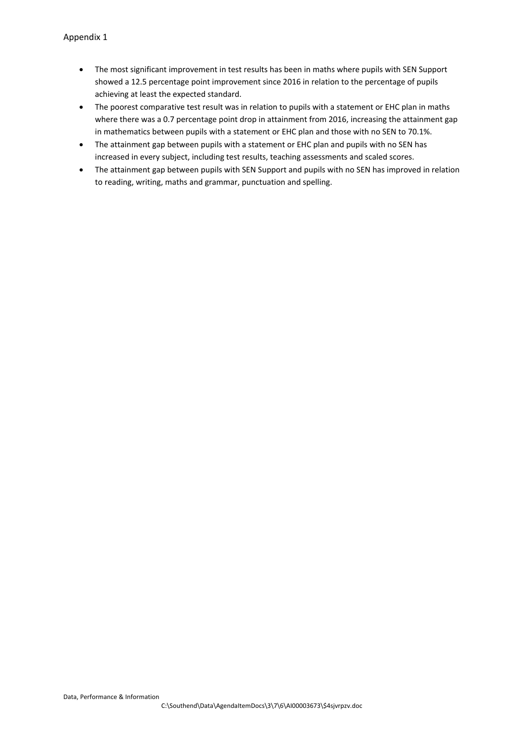- The most significant improvement in test results has been in maths where pupils with SEN Support showed a 12.5 percentage point improvement since 2016 in relation to the percentage of pupils achieving at least the expected standard.
- The poorest comparative test result was in relation to pupils with a statement or EHC plan in maths where there was a 0.7 percentage point drop in attainment from 2016, increasing the attainment gap in mathematics between pupils with a statement or EHC plan and those with no SEN to 70.1%.
- The attainment gap between pupils with a statement or EHC plan and pupils with no SEN has increased in every subject, including test results, teaching assessments and scaled scores.
- The attainment gap between pupils with SEN Support and pupils with no SEN has improved in relation to reading, writing, maths and grammar, punctuation and spelling.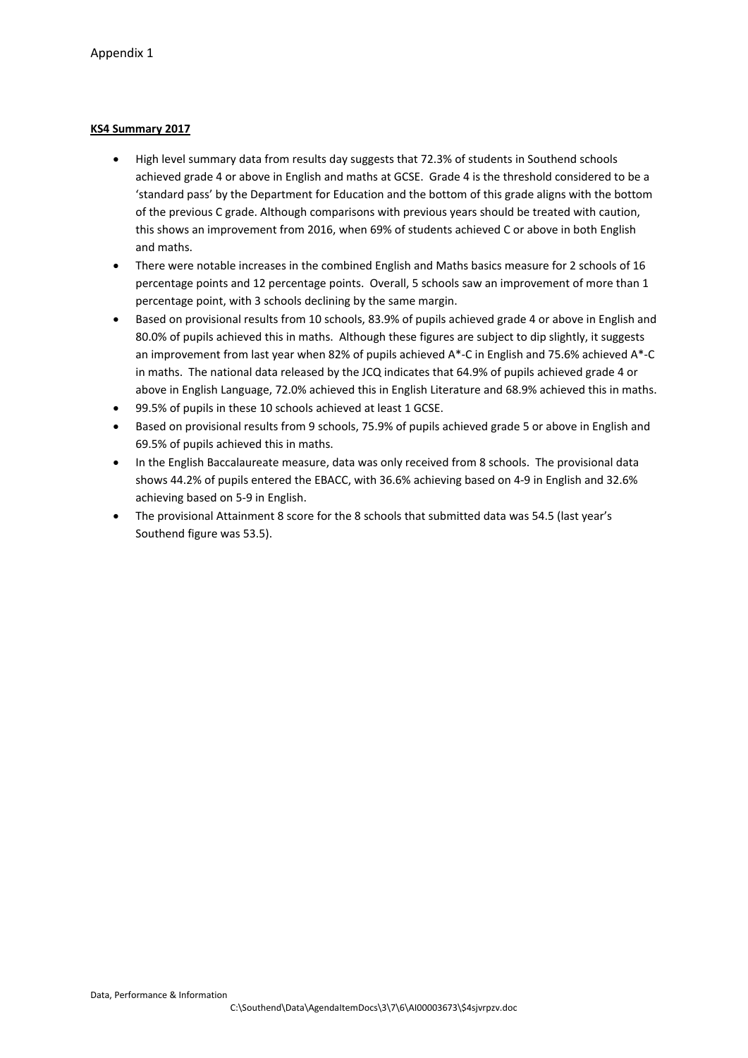Appendix 1

**KS4 Summary 2017**

- High level summary data from results day suggests that 72.3% of students in Southend schools achieved grade 4 or above in English and maths at GCSE. Grade 4 is the threshold considered to be a 'standard pass' by the Department for Education and the bottom of this grade aligns with the bottom of the previous C grade. Although comparisons with previous years should be treated with caution, this shows an improvement from 2016, when 69% of students achieved C or above in both English and maths.
- There were notable increases in the combined English and Maths basics measure for 2 schools of 16 percentage points and 12 percentage points. Overall, 5 schools saw an improvement of more than 1 percentage point, with 3 schools declining by the same margin.
- Based on provisional results from 10 schools, 83.9% of pupils achieved grade 4 or above in English and 80.0% of pupils achieved this in maths. Although these figures are subject to dip slightly, it suggests an improvement from last year when 82% of pupils achieved A*-C in English and 75.6% achieved A*-C in maths. The national data released by the JCQ indicates that 64.9% of pupils achieved grade 4 or above in English Language, 72.0% achieved this in English Literature and 68.9% achieved this in maths.
- 99.5% of pupils in these 10 schools achieved at least 1 GCSE.
- Based on provisional results from 9 schools, 75.9% of pupils achieved grade 5 or above in English and 69.5% of pupils achieved this in maths.
- In the English Baccalaureate measure, data was only received from 8 schools. The provisional data shows 44.2% of pupils entered the EBACC, with 36.6% achieving based on 4-9 in English and 32.6% achieving based on 5-9 in English.
- The provisional Attainment 8 score for the 8 schools that submitted data was 54.5 (last year's Southend figure was 53.5).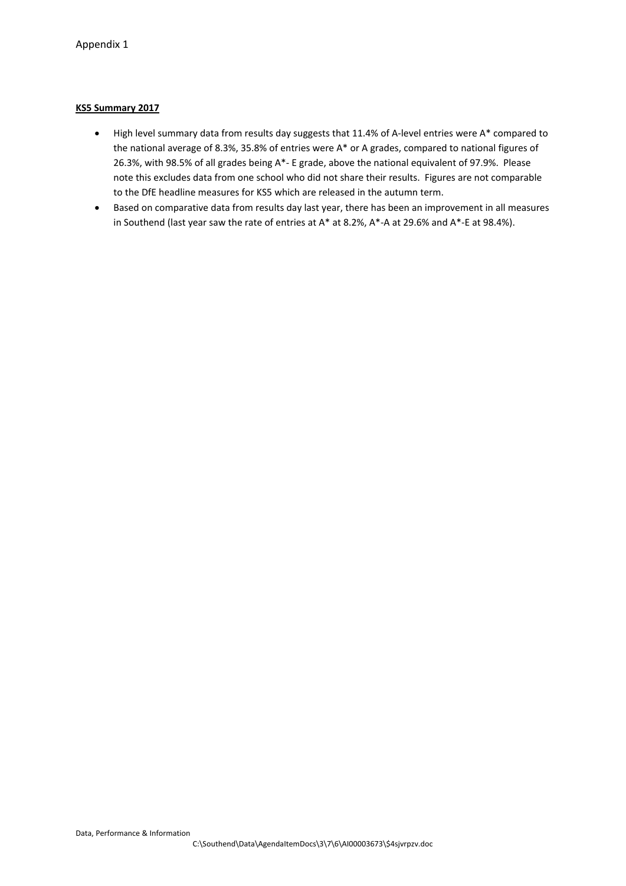Appendix 1

**KS5 Summary 2017**

- High level summary data from results day suggests that 11.4% of A-level entries were A* compared to the national average of 8.3%, 35.8% of entries were A* or A grades, compared to national figures of 26.3%, with 98.5% of all grades being A*- E grade, above the national equivalent of 97.9%. Please note this excludes data from one school who did not share their results. Figures are not comparable to the DfE headline measures for KS5 which are released in the autumn term.
- Based on comparative data from results day last year, there has been an improvement in all measures in Southend (last year saw the rate of entries at A* at 8.2%, A*-A at 29.6% and A*-E at 98.4%).